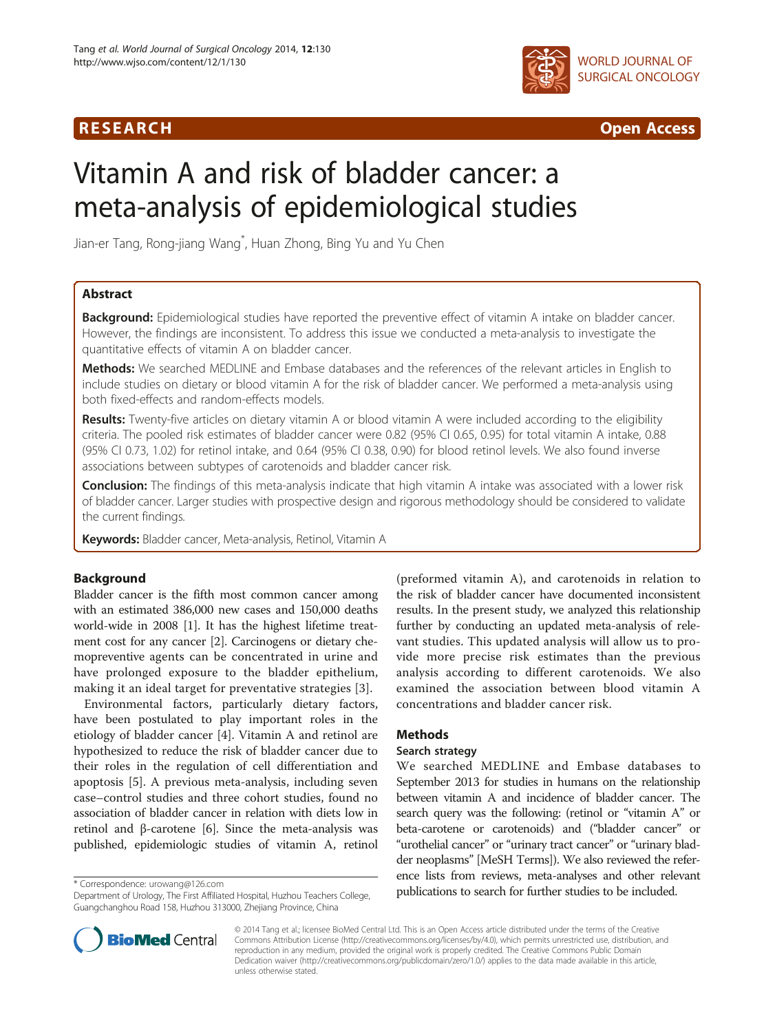**RESEARCH** **Open Access**

# Vitamin A and risk of bladder cancer: a meta-analysis of epidemiological studies

Jian-er Tang, Rong-jiang Wang*, Huan Zhong, Bing Yu and Yu Chen

## Abstract

**Background:** Epidemiological studies have reported the preventive effect of vitamin A intake on bladder cancer. However, the findings are inconsistent. To address this issue we conducted a meta-analysis to investigate the quantitative effects of vitamin A on bladder cancer.

**Methods:** We searched MEDLINE and Embase databases and the references of the relevant articles in English to include studies on dietary or blood vitamin A for the risk of bladder cancer. We performed a meta-analysis using both fixed-effects and random-effects models.

**Results:** Twenty-five articles on dietary vitamin A or blood vitamin A were included according to the eligibility criteria. The pooled risk estimates of bladder cancer were 0.82 (95% CI 0.65, 0.95) for total vitamin A intake, 0.88 (95% CI 0.73, 1.02) for retinol intake, and 0.64 (95% CI 0.38, 0.90) for blood retinol levels. We also found inverse associations between subtypes of carotenoids and bladder cancer risk.

**Conclusion:** The findings of this meta-analysis indicate that high vitamin A intake was associated with a lower risk of bladder cancer. Larger studies with prospective design and rigorous methodology should be considered to validate the current findings.

**Keywords:** Bladder cancer, Meta-analysis, Retinol, Vitamin A

## Background

Bladder cancer is the fifth most common cancer among with an estimated 386,000 new cases and 150,000 deaths world-wide in 2008 [1]. It has the highest lifetime treatment cost for any cancer [2]. Carcinogens or dietary chemopreventive agents can be concentrated in urine and have prolonged exposure to the bladder epithelium, making it an ideal target for preventative strategies [3].

Environmental factors, particularly dietary factors, have been postulated to play important roles in the etiology of bladder cancer [4]. Vitamin A and retinol are hypothesized to reduce the risk of bladder cancer due to their roles in the regulation of cell differentiation and apoptosis [5]. A previous meta-analysis, including seven case–control studies and three cohort studies, found no association of bladder cancer in relation with diets low in retinol and β-carotene [6]. Since the meta-analysis was published, epidemiologic studies of vitamin A, retinol (preformed vitamin A), and carotenoids in relation to the risk of bladder cancer have documented inconsistent results. In the present study, we analyzed this relationship further by conducting an updated meta-analysis of relevant studies. This updated analysis will allow us to provide more precise risk estimates than the previous analysis according to different carotenoids. We also examined the association between blood vitamin A concentrations and bladder cancer risk.

## Methods

### Search strategy

We searched MEDLINE and Embase databases to September 2013 for studies in humans on the relationship between vitamin A and incidence of bladder cancer. The search query was the following: (retinol or "vitamin A" or beta-carotene or carotenoids) and ("bladder cancer" or "urothelial cancer" or "urinary tract cancer" or "urinary bladder neoplasms" [MeSH Terms]). We also reviewed the reference lists from reviews, meta-analyses and other relevant publications to search for further studies to be included.

* Correspondence: urowang@126.com
Department of Urology, The First Affiliated Hospital, Huzhou Teachers College, Guangchanghou Road 158, Huzhou 313000, Zhejiang Province, China

© 2014 Tang et al.; licensee BioMed Central Ltd. This is an Open Access article distributed under the terms of the Creative Commons Attribution License (http://creativecommons.org/licenses/by/4.0), which permits unrestricted use, distribution, and reproduction in any medium, provided the original work is properly credited. The Creative Commons Public Domain Dedication waiver (http://creativecommons.org/publicdomain/zero/1.0/) applies to the data made available in this article, unless otherwise stated.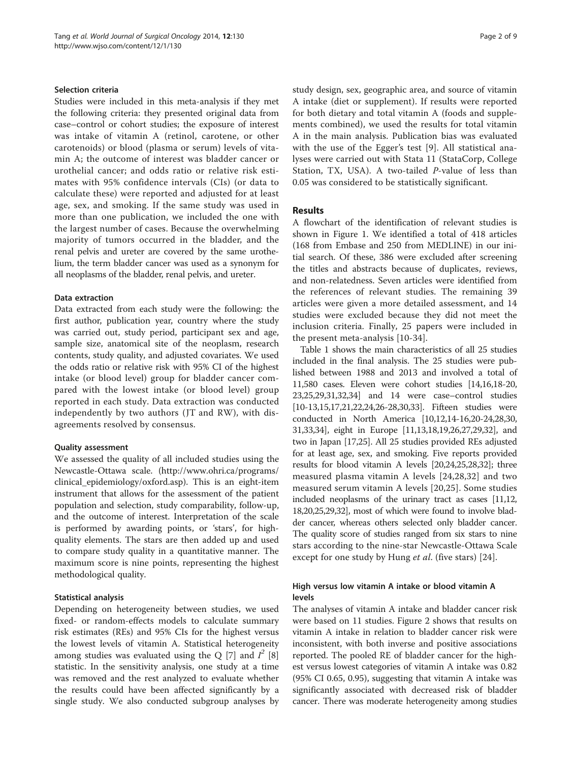### Selection criteria

Studies were included in this meta-analysis if they met the following criteria: they presented original data from case–control or cohort studies; the exposure of interest was intake of vitamin A (retinol, carotene, or other carotenoids) or blood (plasma or serum) levels of vitamin A; the outcome of interest was bladder cancer or urothelial cancer; and odds ratio or relative risk estimates with 95% confidence intervals (CIs) (or data to calculate these) were reported and adjusted for at least age, sex, and smoking. If the same study was used in more than one publication, we included the one with the largest number of cases. Because the overwhelming majority of tumors occurred in the bladder, and the renal pelvis and ureter are covered by the same urothelium, the term bladder cancer was used as a synonym for all neoplasms of the bladder, renal pelvis, and ureter.

### Data extraction

Data extracted from each study were the following: the first author, publication year, country where the study was carried out, study period, participant sex and age, sample size, anatomical site of the neoplasm, research contents, study quality, and adjusted covariates. We used the odds ratio or relative risk with 95% CI of the highest intake (or blood level) group for bladder cancer compared with the lowest intake (or blood level) group reported in each study. Data extraction was conducted independently by two authors (JT and RW), with disagreements resolved by consensus.

### Quality assessment

We assessed the quality of all included studies using the Newcastle-Ottawa scale. (http://www.ohri.ca/programs/clinical_epidemiology/oxford.asp). This is an eight-item instrument that allows for the assessment of the patient population and selection, study comparability, follow-up, and the outcome of interest. Interpretation of the scale is performed by awarding points, or 'stars', for high-quality elements. The stars are then added up and used to compare study quality in a quantitative manner. The maximum score is nine points, representing the highest methodological quality.

### Statistical analysis

Depending on heterogeneity between studies, we used fixed- or random-effects models to calculate summary risk estimates (REs) and 95% CIs for the highest versus the lowest levels of vitamin A. Statistical heterogeneity among studies was evaluated using the Q [7] and $I^2$ [8] statistic. In the sensitivity analysis, one study at a time was removed and the rest analyzed to evaluate whether the results could have been affected significantly by a single study. We also conducted subgroup analyses by study design, sex, geographic area, and source of vitamin A intake (diet or supplement). If results were reported for both dietary and total vitamin A (foods and supplements combined), we used the results for total vitamin A in the main analysis. Publication bias was evaluated with the use of the Egger's test [9]. All statistical analyses were carried out with Stata 11 (StataCorp, College Station, TX, USA). A two-tailed *P*-value of less than 0.05 was considered to be statistically significant.

## Results

A flowchart of the identification of relevant studies is shown in Figure 1. We identified a total of 418 articles (168 from Embase and 250 from MEDLINE) in our initial search. Of these, 386 were excluded after screening the titles and abstracts because of duplicates, reviews, and non-relatedness. Seven articles were identified from the references of relevant studies. The remaining 39 articles were given a more detailed assessment, and 14 studies were excluded because they did not meet the inclusion criteria. Finally, 25 papers were included in the present meta-analysis [10-34].

Table 1 shows the main characteristics of all 25 studies included in the final analysis. The 25 studies were published between 1988 and 2013 and involved a total of 11,580 cases. Eleven were cohort studies [14,16,18-20,23,25,29,31,32,34] and 14 were case–control studies [10-13,15,17,21,22,24,26-28,30,33]. Fifteen studies were conducted in North America [10,12,14-16,20-24,28,30,31,33,34], eight in Europe [11,13,18,19,26,27,29,32], and two in Japan [17,25]. All 25 studies provided REs adjusted for at least age, sex, and smoking. Five reports provided results for blood vitamin A levels [20,24,25,28,32]; three measured plasma vitamin A levels [24,28,32] and two measured serum vitamin A levels [20,25]. Some studies included neoplasms of the urinary tract as cases [11,12,18,20,25,29,32], most of which were found to involve bladder cancer, whereas others selected only bladder cancer. The quality score of studies ranged from six stars to nine stars according to the nine-star Newcastle-Ottawa Scale except for one study by Hung *et al*. (five stars) [24].

### High versus low vitamin A intake or blood vitamin A levels

The analyses of vitamin A intake and bladder cancer risk were based on 11 studies. Figure 2 shows that results on vitamin A intake in relation to bladder cancer risk were inconsistent, with both inverse and positive associations reported. The pooled RE of bladder cancer for the highest versus lowest categories of vitamin A intake was 0.82 (95% CI 0.65, 0.95), suggesting that vitamin A intake was significantly associated with decreased risk of bladder cancer. There was moderate heterogeneity among studies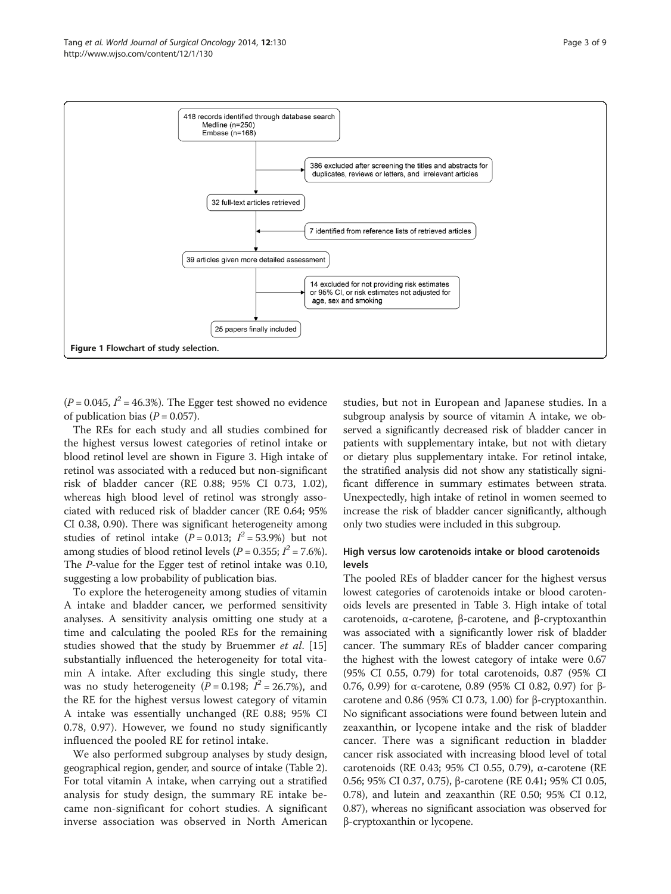418 records identified through database search
Medline (n=250)
Embase (n=168)

386 excluded after screening the titles and abstracts for duplicates, reviews or letters, and irrelevant articles

32 full-text articles retrieved

7 identified from reference lists of retrieved articles

39 articles given more detailed assessment

14 excluded for not providing risk estimates or 95% CI, or risk estimates not adjusted for age, sex and smoking

25 papers finally included

**Figure 1 Flowchart of study selection.**

($P = 0.045$, $I^2 = 46.3\%$). The Egger test showed no evidence of publication bias ($P = 0.057$).

The REs for each study and all studies combined for the highest versus lowest categories of retinol intake or blood retinol level are shown in Figure 3. High intake of retinol was associated with a reduced but non-significant risk of bladder cancer (RE 0.88; 95% CI 0.73, 1.02), whereas high blood level of retinol was strongly associated with reduced risk of bladder cancer (RE 0.64; 95% CI 0.38, 0.90). There was significant heterogeneity among studies of retinol intake ($P = 0.013$; $I^2 = 53.9\%$) but not among studies of blood retinol levels ($P = 0.355$; $I^2 = 7.6\%$). The *P*-value for the Egger test of retinol intake was 0.10, suggesting a low probability of publication bias.

To explore the heterogeneity among studies of vitamin A intake and bladder cancer, we performed sensitivity analyses. A sensitivity analysis omitting one study at a time and calculating the pooled REs for the remaining studies showed that the study by Bruemmer *et al.* [15] substantially influenced the heterogeneity for total vitamin A intake. After excluding this single study, there was no study heterogeneity ($P = 0.198$; $I^2 = 26.7\%$), and the RE for the highest versus lowest category of vitamin A intake was essentially unchanged (RE 0.88; 95% CI 0.78, 0.97). However, we found no study significantly influenced the pooled RE for retinol intake.

We also performed subgroup analyses by study design, geographical region, gender, and source of intake (Table 2). For total vitamin A intake, when carrying out a stratified analysis for study design, the summary RE intake became non-significant for cohort studies. A significant inverse association was observed in North American studies, but not in European and Japanese studies. In a subgroup analysis by source of vitamin A intake, we observed a significantly decreased risk of bladder cancer in patients with supplementary intake, but not with dietary or dietary plus supplementary intake. For retinol intake, the stratified analysis did not show any statistically significant difference in summary estimates between strata. Unexpectedly, high intake of retinol in women seemed to increase the risk of bladder cancer significantly, although only two studies were included in this subgroup.

### High versus low carotenoids intake or blood carotenoids levels

The pooled REs of bladder cancer for the highest versus lowest categories of carotenoids intake or blood carotenoids levels are presented in Table 3. High intake of total carotenoids, α-carotene, β-carotene, and β-cryptoxanthin was associated with a significantly lower risk of bladder cancer. The summary REs of bladder cancer comparing the highest with the lowest category of intake were 0.67 (95% CI 0.55, 0.79) for total carotenoids, 0.87 (95% CI 0.76, 0.99) for α-carotene, 0.89 (95% CI 0.82, 0.97) for β-carotene and 0.86 (95% CI 0.73, 1.00) for β-cryptoxanthin. No significant associations were found between lutein and zeaxanthin, or lycopene intake and the risk of bladder cancer. There was a significant reduction in bladder cancer risk associated with increasing blood level of total carotenoids (RE 0.43; 95% CI 0.55, 0.79), α-carotene (RE 0.56; 95% CI 0.37, 0.75), β-carotene (RE 0.41; 95% CI 0.05, 0.78), and lutein and zeaxanthin (RE 0.50; 95% CI 0.12, 0.87), whereas no significant association was observed for β-cryptoxanthin or lycopene.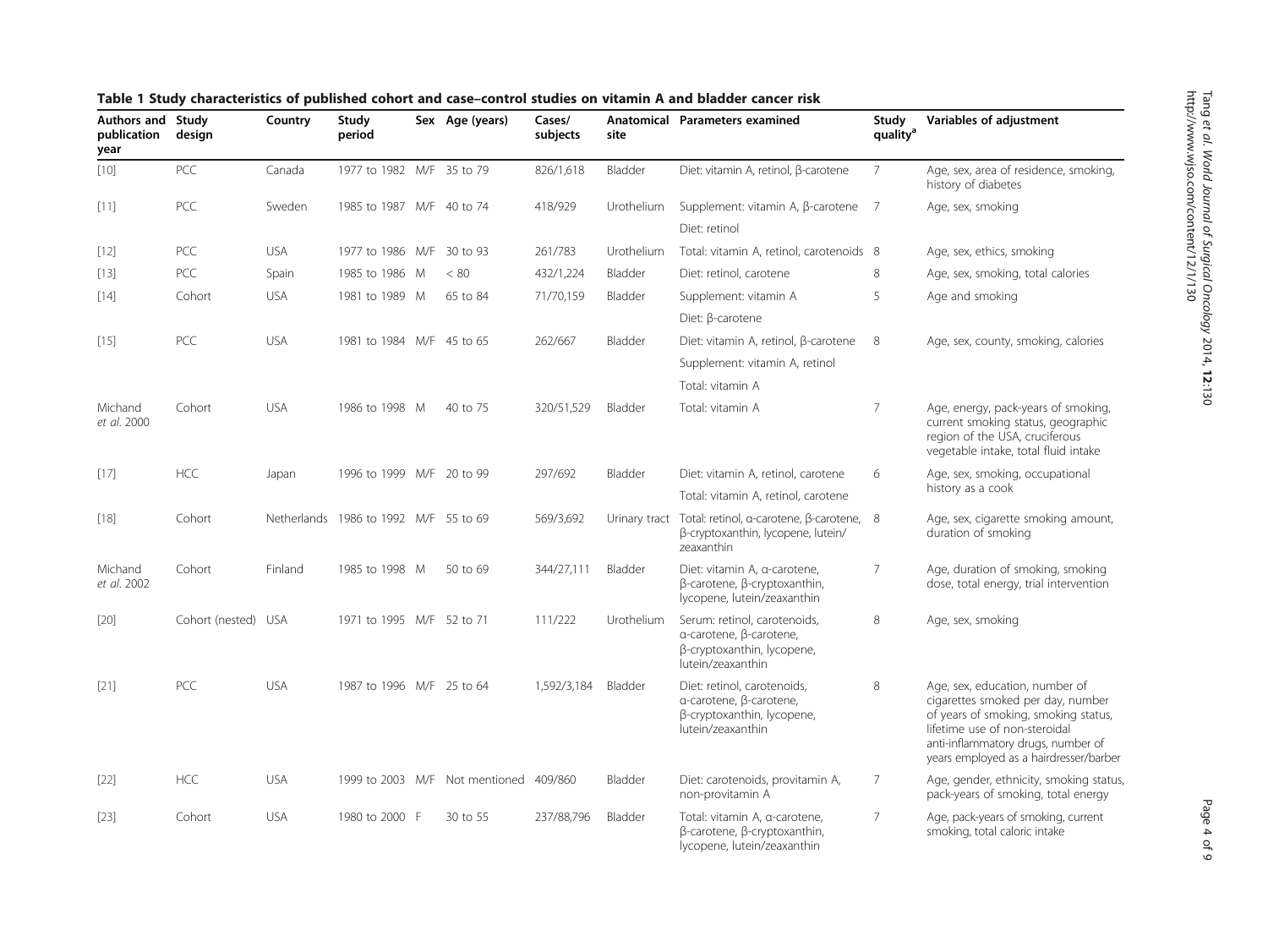**Table 1 Study characteristics of published cohort and case–control studies on vitamin A and bladder cancer risk**

| Authors and publication year | Study design | Country | Study period | Sex | Age (years) | Cases/ subjects | Anatomical site | Parameters examined | Study quality[a] | Variables of adjustment |
|---|---|---|---|---|---|---|---|---|---|---|
| [10] | PCC | Canada | 1977 to 1982 | M/F | 35 to 79 | 826/1,618 | Bladder | Diet: vitamin A, retinol, β-carotene | 7 | Age, sex, area of residence, smoking, history of diabetes |
| [11] | PCC | Sweden | 1985 to 1987 | M/F | 40 to 74 | 418/929 | Urothelium | Supplement: vitamin A, β-carotene<br>Diet: retinol | 7 | Age, sex, smoking |
| [12] | PCC | USA | 1977 to 1986 | M/F | 30 to 93 | 261/783 | Urothelium | Total: vitamin A, retinol, carotenoids | 8 | Age, sex, ethics, smoking |
| [13] | PCC | Spain | 1985 to 1986 | M | < 80 | 432/1,224 | Bladder | Diet: retinol, carotene | 8 | Age, sex, smoking, total calories |
| [14] | Cohort | USA | 1981 to 1989 | M | 65 to 84 | 71/70,159 | Bladder | Supplement: vitamin A<br>Diet: β-carotene | 5 | Age and smoking |
| [15] | PCC | USA | 1981 to 1984 | M/F | 45 to 65 | 262/667 | Bladder | Diet: vitamin A, retinol, β-carotene<br>Supplement: vitamin A, retinol<br>Total: vitamin A | 8 | Age, sex, county, smoking, calories |
| Michand *et al.* 2000 | Cohort | USA | 1986 to 1998 | M | 40 to 75 | 320/51,529 | Bladder | Total: vitamin A | 7 | Age, energy, pack-years of smoking, current smoking status, geographic region of the USA, cruciferous vegetable intake, total fluid intake |
| [17] | HCC | Japan | 1996 to 1999 | M/F | 20 to 99 | 297/692 | Bladder | Diet: vitamin A, retinol, carotene<br>Total: vitamin A, retinol, carotene | 6 | Age, sex, smoking, occupational history as a cook |
| [18] | Cohort | Netherlands | 1986 to 1992 | M/F | 55 to 69 | 569/3,692 | Urinary tract | Total: retinol, α-carotene, β-carotene, β-cryptoxanthin, lycopene, lutein/ zeaxanthin | 8 | Age, sex, cigarette smoking amount, duration of smoking |
| Michand *et al.* 2002 | Cohort | Finland | 1985 to 1998 | M | 50 to 69 | 344/27,111 | Bladder | Diet: vitamin A, α-carotene, β-carotene, β-cryptoxanthin, lycopene, lutein/zeaxanthin | 7 | Age, duration of smoking, smoking dose, total energy, trial intervention |
| [20] | Cohort (nested) | USA | 1971 to 1995 | M/F | 52 to 71 | 111/222 | Urothelium | Serum: retinol, carotenoids, α-carotene, β-carotene, β-cryptoxanthin, lycopene, lutein/zeaxanthin | 8 | Age, sex, smoking |
| [21] | PCC | USA | 1987 to 1996 | M/F | 25 to 64 | 1,592/3,184 | Bladder | Diet: retinol, carotenoids, α-carotene, β-carotene, β-cryptoxanthin, lycopene, lutein/zeaxanthin | 8 | Age, sex, education, number of cigarettes smoked per day, number of years of smoking, smoking status, lifetime use of non-steroidal anti-inflammatory drugs, number of years employed as a hairdresser/barber |
| [22] | HCC | USA | 1999 to 2003 | M/F | Not mentioned | 409/860 | Bladder | Diet: carotenoids, provitamin A, non-provitamin A | 7 | Age, gender, ethnicity, smoking status, pack-years of smoking, total energy |
| [23] | Cohort | USA | 1980 to 2000 | F | 30 to 55 | 237/88,796 | Bladder | Total: vitamin A, α-carotene, β-carotene, β-cryptoxanthin, lycopene, lutein/zeaxanthin | 7 | Age, pack-years of smoking, current smoking, total caloric intake |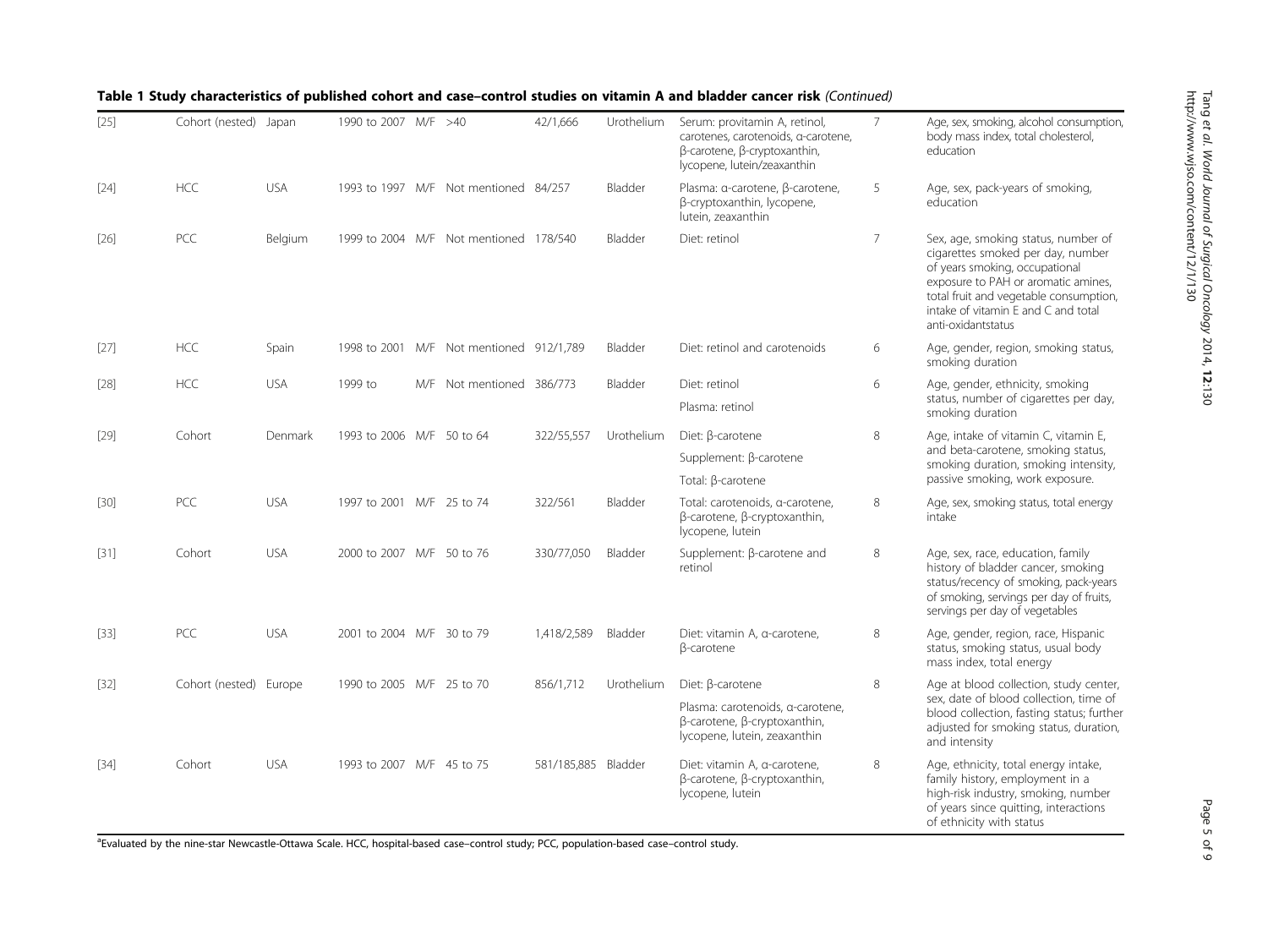**Table 1 Study characteristics of published cohort and case–control studies on vitamin A and bladder cancer risk** *(Continued)*

| | | | | | | | | | | |
|---|---|---|---|---|---|---|---|---|---|---|
| [25] | Cohort (nested) | Japan | 1990 to 2007 | M/F | >40 | 42/1,666 | Urothelium | Serum: provitamin A, retinol, carotenes, carotenoids, α-carotene, β-carotene, β-cryptoxanthin, lycopene, lutein/zeaxanthin | 7 | Age, sex, smoking, alcohol consumption, body mass index, total cholesterol, education |
| [24] | HCC | USA | 1993 to 1997 | M/F | Not mentioned | 84/257 | Bladder | Plasma: α-carotene, β-carotene, β-cryptoxanthin, lycopene, lutein, zeaxanthin | 5 | Age, sex, pack-years of smoking, education |
| [26] | PCC | Belgium | 1999 to 2004 | M/F | Not mentioned | 178/540 | Bladder | Diet: retinol | 7 | Sex, age, smoking status, number of cigarettes smoked per day, number of years smoking, occupational exposure to PAH or aromatic amines, total fruit and vegetable consumption, intake of vitamin E and C and total anti-oxidantstatus |
| [27] | HCC | Spain | 1998 to 2001 | M/F | Not mentioned | 912/1,789 | Bladder | Diet: retinol and carotenoids | 6 | Age, gender, region, smoking status, smoking duration |
| [28] | HCC | USA | 1999 to | M/F | Not mentioned | 386/773 | Bladder | Diet: retinol<br>Plasma: retinol | 6 | Age, gender, ethnicity, smoking status, number of cigarettes per day, smoking duration |
| [29] | Cohort | Denmark | 1993 to 2006 | M/F | 50 to 64 | 322/55,557 | Urothelium | Diet: β-carotene<br>Supplement: β-carotene<br>Total: β-carotene | 8 | Age, intake of vitamin C, vitamin E, and beta-carotene, smoking status, smoking duration, smoking intensity, passive smoking, work exposure. |
| [30] | PCC | USA | 1997 to 2001 | M/F | 25 to 74 | 322/561 | Bladder | Total: carotenoids, α-carotene, β-carotene, β-cryptoxanthin, lycopene, lutein | 8 | Age, sex, smoking status, total energy intake |
| [31] | Cohort | USA | 2000 to 2007 | M/F | 50 to 76 | 330/77,050 | Bladder | Supplement: β-carotene and retinol | 8 | Age, sex, race, education, family history of bladder cancer, smoking status/recency of smoking, pack-years of smoking, servings per day of fruits, servings per day of vegetables |
| [33] | PCC | USA | 2001 to 2004 | M/F | 30 to 79 | 1,418/2,589 | Bladder | Diet: vitamin A, α-carotene, β-carotene | 8 | Age, gender, region, race, Hispanic status, smoking status, usual body mass index, total energy |
| [32] | Cohort (nested) | Europe | 1990 to 2005 | M/F | 25 to 70 | 856/1,712 | Urothelium | Diet: β-carotene<br>Plasma: carotenoids, α-carotene, β-carotene, β-cryptoxanthin, lycopene, lutein, zeaxanthin | 8 | Age at blood collection, study center, sex, date of blood collection, time of blood collection, fasting status; further adjusted for smoking status, duration, and intensity |
| [34] | Cohort | USA | 1993 to 2007 | M/F | 45 to 75 | 581/185,885 | Bladder | Diet: vitamin A, α-carotene, β-carotene, β-cryptoxanthin, lycopene, lutein | 8 | Age, ethnicity, total energy intake, family history, employment in a high-risk industry, smoking, number of years since quitting, interactions of ethnicity with status |

[a]Evaluated by the nine-star Newcastle-Ottawa Scale. HCC, hospital-based case–control study; PCC, population-based case–control study.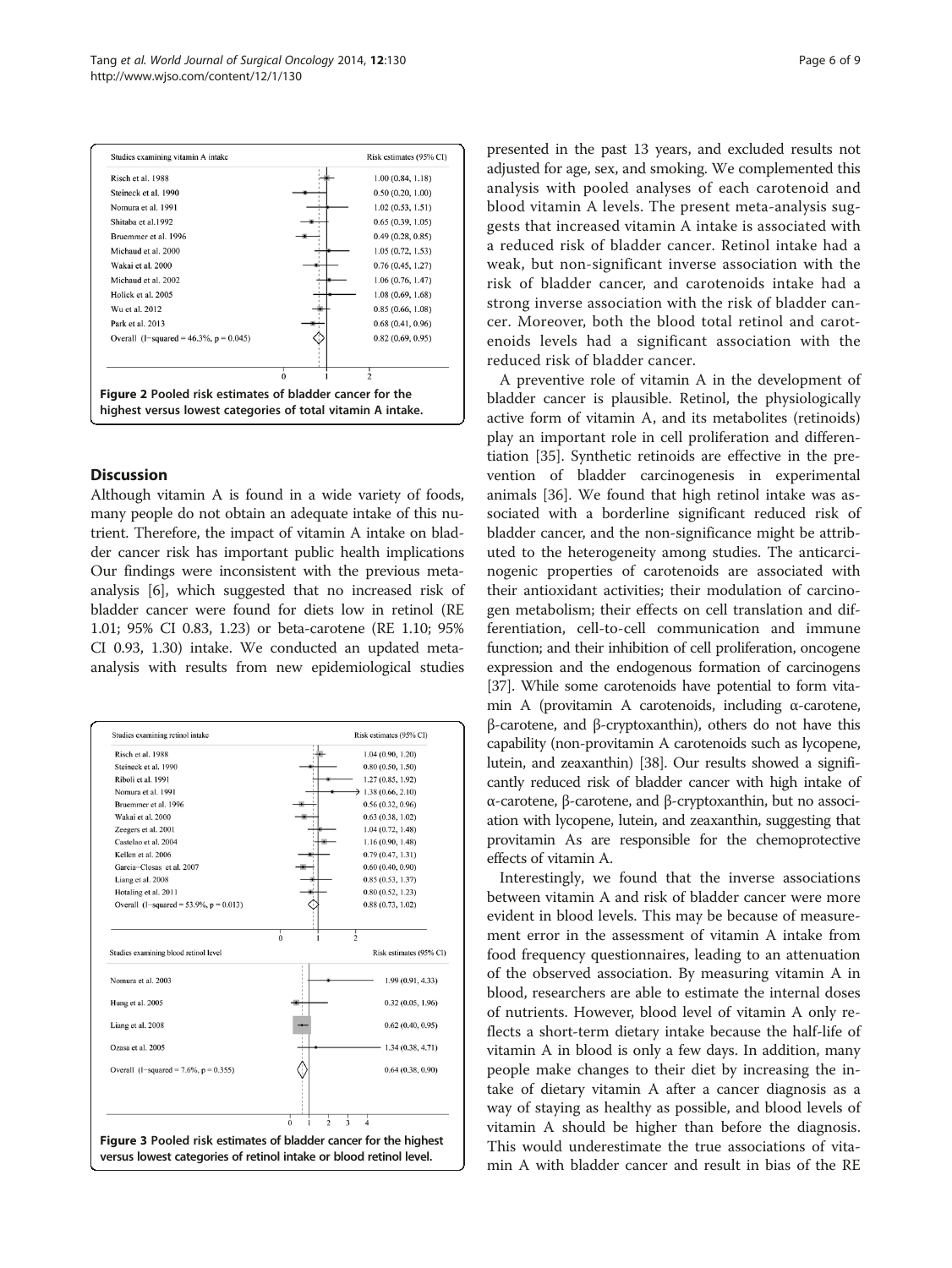| Studies examining vitamin A intake | Risk estimates (95% CI) |
|---|---|
| Risch et al. 1988 | 1.00 (0.84, 1.18) |
| Steineck et al. 1990 | 0.50 (0.20, 1.00) |
| Nomura et al. 1991 | 1.02 (0.53, 1.51) |
| Shitaba et al.1992 | 0.65 (0.39, 1.05) |
| Bruemmer et al. 1996 | 0.49 (0.28, 0.85) |
| Michaud et al. 2000 | 1.05 (0.72, 1.53) |
| Wakai et al. 2000 | 0.76 (0.45, 1.27) |
| Michaud et al. 2002 | 1.06 (0.76, 1.47) |
| Holick et al. 2005 | 1.08 (0.69, 1.68) |
| Wu et al. 2012 | 0.85 (0.66, 1.08) |
| Park et al. 2013 | 0.68 (0.41, 0.96) |
| Overall (I−squared = 46.3%, p = 0.045) | 0.82 (0.69, 0.95) |

**Figure 2 Pooled risk estimates of bladder cancer for the highest versus lowest categories of total vitamin A intake.**

## Discussion

Although vitamin A is found in a wide variety of foods, many people do not obtain an adequate intake of this nutrient. Therefore, the impact of vitamin A intake on bladder cancer risk has important public health implications Our findings were inconsistent with the previous meta-analysis [6], which suggested that no increased risk of bladder cancer were found for diets low in retinol (RE 1.01; 95% CI 0.83, 1.23) or beta-carotene (RE 1.10; 95% CI 0.93, 1.30) intake. We conducted an updated meta-analysis with results from new epidemiological studies presented in the past 13 years, and excluded results not adjusted for age, sex, and smoking. We complemented this analysis with pooled analyses of each carotenoid and blood vitamin A levels. The present meta-analysis suggests that increased vitamin A intake is associated with a reduced risk of bladder cancer. Retinol intake had a weak, but non-significant inverse association with the risk of bladder cancer, and carotenoids intake had a strong inverse association with the risk of bladder cancer. Moreover, both the blood total retinol and carotenoids levels had a significant association with the reduced risk of bladder cancer.

| Studies examining retinol intake | Risk estimates (95% CI) |
|---|---|
| Risch et al. 1988 | 1.04 (0.90, 1.20) |
| Steineck et al. 1990 | 0.80 (0.50, 1.50) |
| Riboli et al. 1991 | 1.27 (0.85, 1.92) |
| Nomura et al. 1991 | 1.38 (0.66, 2.10) |
| Bruemmer et al. 1996 | 0.56 (0.32, 0.96) |
| Wakai et al. 2000 | 0.63 (0.38, 1.02) |
| Zeegers et al. 2001 | 1.04 (0.72, 1.48) |
| Castelao et al. 2004 | 1.16 (0.90, 1.48) |
| Kellen et al. 2006 | 0.79 (0.47, 1.31) |
| Garcia−Closas et al. 2007 | 0.60 (0.40, 0.90) |
| Liang et al. 2008 | 0.85 (0.53, 1.37) |
| Hotaling et al. 2011 | 0.80 (0.52, 1.23) |
| Overall (I−squared = 53.9%, p = 0.013) | 0.88 (0.73, 1.02) |

| Studies examining blood retinol level | Risk estimates (95% CI) |
|---|---|
| Nomura et al. 2003 | 1.99 (0.91, 4.33) |
| Hung et al. 2005 | 0.32 (0.05, 1.96) |
| Liang et al. 2008 | 0.62 (0.40, 0.95) |
| Ozasa et al. 2005 | 1.34 (0.38, 4.71) |
| Overall (I−squared = 7.6%, p = 0.355) | 0.64 (0.38, 0.90) |

**Figure 3 Pooled risk estimates of bladder cancer for the highest versus lowest categories of retinol intake or blood retinol level.**

A preventive role of vitamin A in the development of bladder cancer is plausible. Retinol, the physiologically active form of vitamin A, and its metabolites (retinoids) play an important role in cell proliferation and differentiation [35]. Synthetic retinoids are effective in the prevention of bladder carcinogenesis in experimental animals [36]. We found that high retinol intake was associated with a borderline significant reduced risk of bladder cancer, and the non-significance might be attributed to the heterogeneity among studies. The anticarcinogenic properties of carotenoids are associated with their antioxidant activities; their modulation of carcinogen metabolism; their effects on cell translation and differentiation, cell-to-cell communication and immune function; and their inhibition of cell proliferation, oncogene expression and the endogenous formation of carcinogens [37]. While some carotenoids have potential to form vitamin A (provitamin A carotenoids, including α-carotene, β-carotene, and β-cryptoxanthin), others do not have this capability (non-provitamin A carotenoids such as lycopene, lutein, and zeaxanthin) [38]. Our results showed a significantly reduced risk of bladder cancer with high intake of α-carotene, β-carotene, and β-cryptoxanthin, but no association with lycopene, lutein, and zeaxanthin, suggesting that provitamin As are responsible for the chemoprotective effects of vitamin A.

Interestingly, we found that the inverse associations between vitamin A and risk of bladder cancer were more evident in blood levels. This may be because of measurement error in the assessment of vitamin A intake from food frequency questionnaires, leading to an attenuation of the observed association. By measuring vitamin A in blood, researchers are able to estimate the internal doses of nutrients. However, blood level of vitamin A only reflects a short-term dietary intake because the half-life of vitamin A in blood is only a few days. In addition, many people make changes to their diet by increasing the intake of dietary vitamin A after a cancer diagnosis as a way of staying as healthy as possible, and blood levels of vitamin A should be higher than before the diagnosis. This would underestimate the true associations of vitamin A with bladder cancer and result in bias of the RE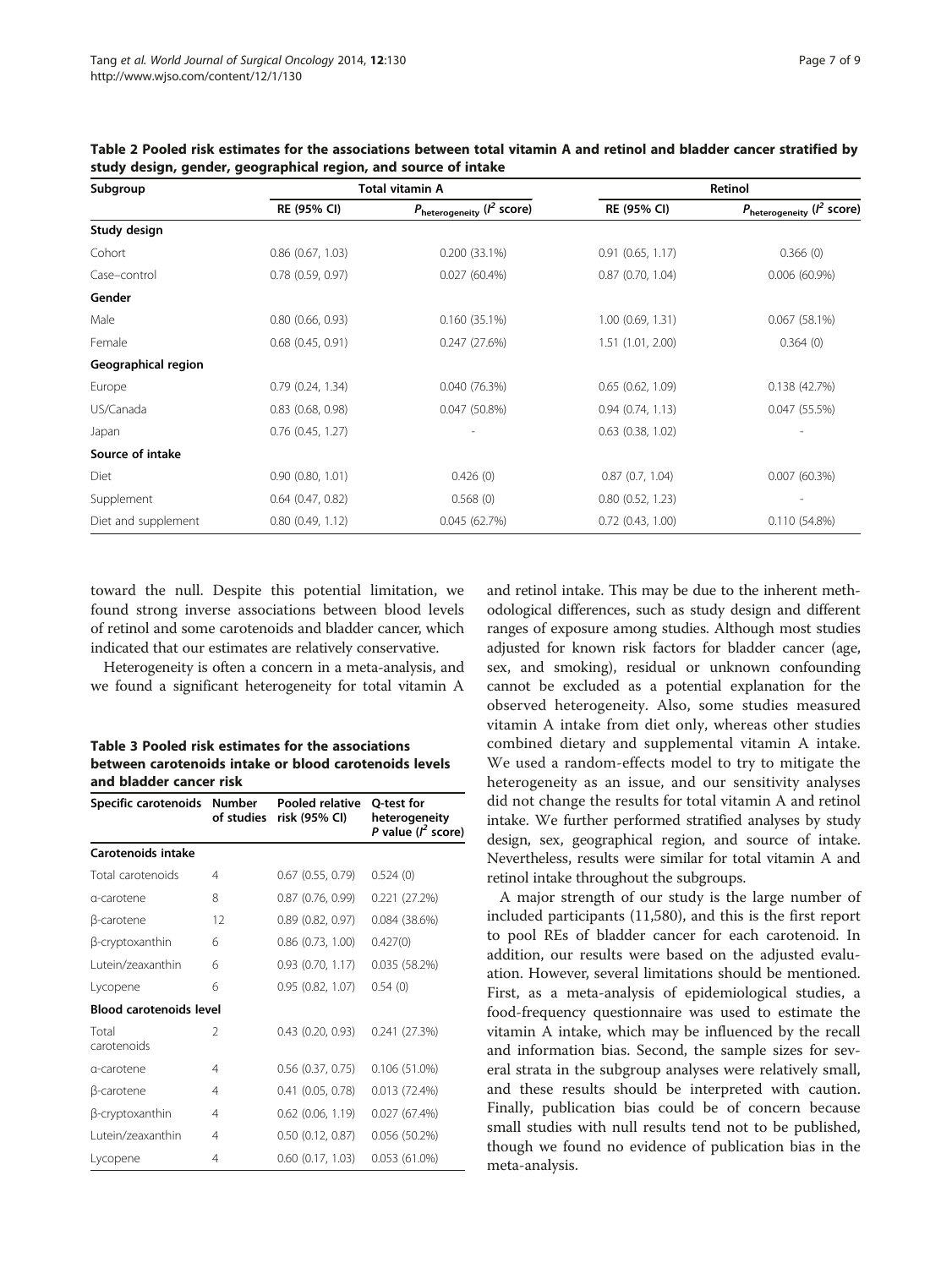**Table 2 Pooled risk estimates for the associations between total vitamin A and retinol and bladder cancer stratified by study design, gender, geographical region, and source of intake**

| Subgroup | Total vitamin A | | Retinol | |
|---|---|---|---|---|
| | RE (95% CI) | $P_{heterogeneity}$ ($I^2$ score) | RE (95% CI) | $P_{heterogeneity}$ ($I^2$ score) |
| **Study design** | | | | |
| Cohort | 0.86 (0.67, 1.03) | 0.200 (33.1%) | 0.91 (0.65, 1.17) | 0.366 (0) |
| Case–control | 0.78 (0.59, 0.97) | 0.027 (60.4%) | 0.87 (0.70, 1.04) | 0.006 (60.9%) |
| **Gender** | | | | |
| Male | 0.80 (0.66, 0.93) | 0.160 (35.1%) | 1.00 (0.69, 1.31) | 0.067 (58.1%) |
| Female | 0.68 (0.45, 0.91) | 0.247 (27.6%) | 1.51 (1.01, 2.00) | 0.364 (0) |
| **Geographical region** | | | | |
| Europe | 0.79 (0.24, 1.34) | 0.040 (76.3%) | 0.65 (0.62, 1.09) | 0.138 (42.7%) |
| US/Canada | 0.83 (0.68, 0.98) | 0.047 (50.8%) | 0.94 (0.74, 1.13) | 0.047 (55.5%) |
| Japan | 0.76 (0.45, 1.27) | - | 0.63 (0.38, 1.02) | - |
| **Source of intake** | | | | |
| Diet | 0.90 (0.80, 1.01) | 0.426 (0) | 0.87 (0.7, 1.04) | 0.007 (60.3%) |
| Supplement | 0.64 (0.47, 0.82) | 0.568 (0) | 0.80 (0.52, 1.23) | - |
| Diet and supplement | 0.80 (0.49, 1.12) | 0.045 (62.7%) | 0.72 (0.43, 1.00) | 0.110 (54.8%) |

toward the null. Despite this potential limitation, we found strong inverse associations between blood levels of retinol and some carotenoids and bladder cancer, which indicated that our estimates are relatively conservative.

Heterogeneity is often a concern in a meta-analysis, and we found a significant heterogeneity for total vitamin A and retinol intake. This may be due to the inherent methodological differences, such as study design and different ranges of exposure among studies. Although most studies adjusted for known risk factors for bladder cancer (age, sex, and smoking), residual or unknown confounding cannot be excluded as a potential explanation for the observed heterogeneity. Also, some studies measured vitamin A intake from diet only, whereas other studies combined dietary and supplemental vitamin A intake. We used a random-effects model to try to mitigate the heterogeneity as an issue, and our sensitivity analyses did not change the results for total vitamin A and retinol intake. We further performed stratified analyses by study design, sex, geographical region, and source of intake. Nevertheless, results were similar for total vitamin A and retinol intake throughout the subgroups.

**Table 3 Pooled risk estimates for the associations between carotenoids intake or blood carotenoids levels and bladder cancer risk**

| Specific carotenoids | Number of studies | Pooled relative risk (95% CI) | Q-test for heterogeneity P value ($I^2$ score) |
|---|---|---|---|
| **Carotenoids intake** | | | |
| Total carotenoids | 4 | 0.67 (0.55, 0.79) | 0.524 (0) |
| α-carotene | 8 | 0.87 (0.76, 0.99) | 0.221 (27.2%) |
| β-carotene | 12 | 0.89 (0.82, 0.97) | 0.084 (38.6%) |
| β-cryptoxanthin | 6 | 0.86 (0.73, 1.00) | 0.427(0) |
| Lutein/zeaxanthin | 6 | 0.93 (0.70, 1.17) | 0.035 (58.2%) |
| Lycopene | 6 | 0.95 (0.82, 1.07) | 0.54 (0) |
| **Blood carotenoids level** | | | |
| Total carotenoids | 2 | 0.43 (0.20, 0.93) | 0.241 (27.3%) |
| α-carotene | 4 | 0.56 (0.37, 0.75) | 0.106 (51.0%) |
| β-carotene | 4 | 0.41 (0.05, 0.78) | 0.013 (72.4%) |
| β-cryptoxanthin | 4 | 0.62 (0.06, 1.19) | 0.027 (67.4%) |
| Lutein/zeaxanthin | 4 | 0.50 (0.12, 0.87) | 0.056 (50.2%) |
| Lycopene | 4 | 0.60 (0.17, 1.03) | 0.053 (61.0%) |

A major strength of our study is the large number of included participants (11,580), and this is the first report to pool REs of bladder cancer for each carotenoid. In addition, our results were based on the adjusted evaluation. However, several limitations should be mentioned. First, as a meta-analysis of epidemiological studies, a food-frequency questionnaire was used to estimate the vitamin A intake, which may be influenced by the recall and information bias. Second, the sample sizes for several strata in the subgroup analyses were relatively small, and these results should be interpreted with caution. Finally, publication bias could be of concern because small studies with null results tend not to be published, though we found no evidence of publication bias in the meta-analysis.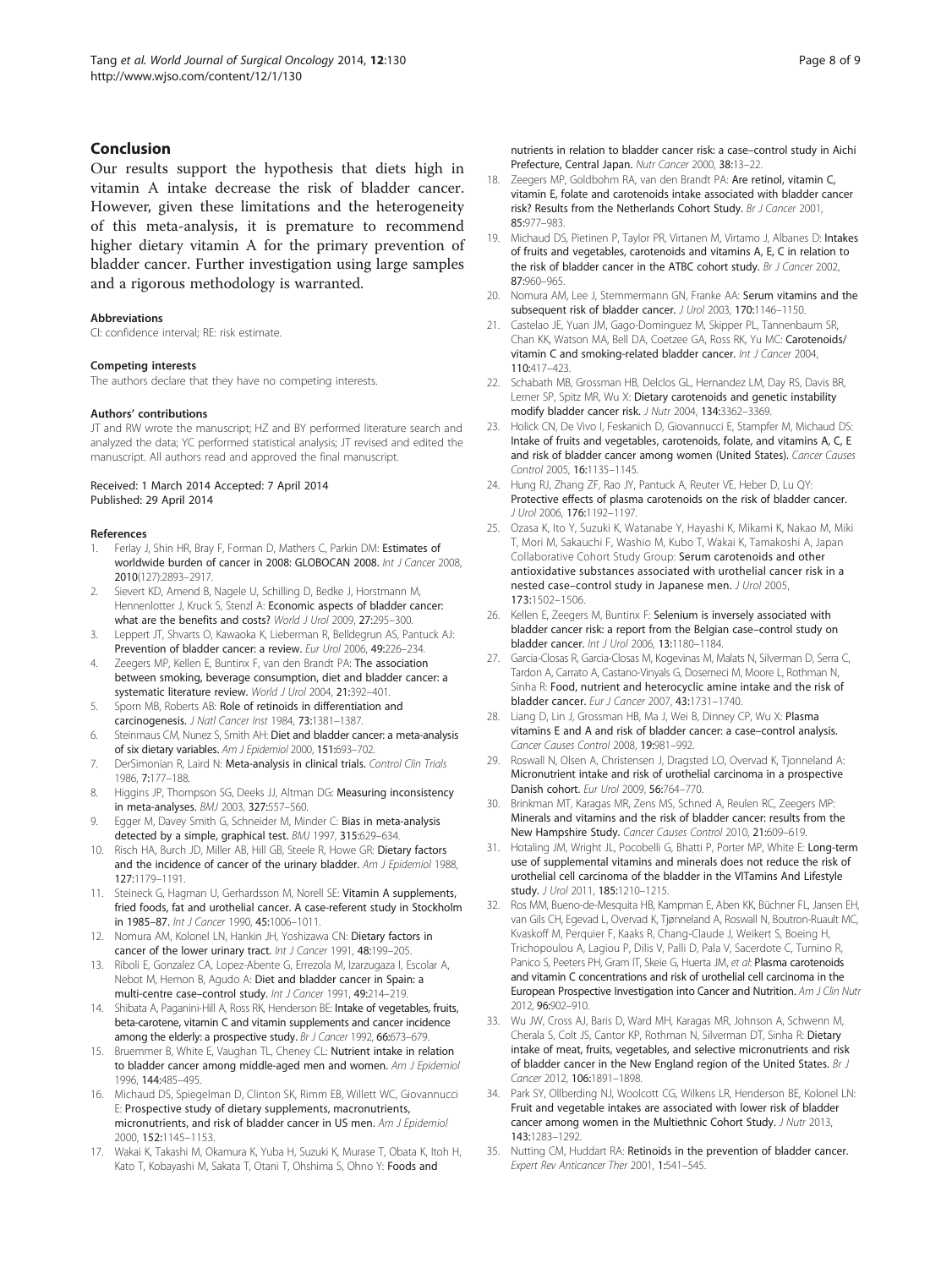## Conclusion

Our results support the hypothesis that diets high in vitamin A intake decrease the risk of bladder cancer. However, given these limitations and the heterogeneity of this meta-analysis, it is premature to recommend higher dietary vitamin A for the primary prevention of bladder cancer. Further investigation using large samples and a rigorous methodology is warranted.

#### Abbreviations

CI: confidence interval; RE: risk estimate.

#### Competing interests

The authors declare that they have no competing interests.

#### Authors' contributions

JT and RW wrote the manuscript; HZ and BY performed literature search and analyzed the data; YC performed statistical analysis; JT revised and edited the manuscript. All authors read and approved the final manuscript.

Received: 1 March 2014 Accepted: 7 April 2014
Published: 29 April 2014

#### References

1. Ferlay J, Shin HR, Bray F, Forman D, Mathers C, Parkin DM: **Estimates of worldwide burden of cancer in 2008: GLOBOCAN 2008.** *Int J Cancer* 2008, **2010**(127):2893–2917.
2. Sievert KD, Amend B, Nagele U, Schilling D, Bedke J, Horstmann M, Hennenlotter J, Kruck S, Stenzl A: **Economic aspects of bladder cancer: what are the benefits and costs?** *World J Urol* 2009, **27**:295–300.
3. Leppert JT, Shvarts O, Kawaoka K, Lieberman R, Belldegrun AS, Pantuck AJ: **Prevention of bladder cancer: a review.** *Eur Urol* 2006, **49**:226–234.
4. Zeegers MP, Kellen E, Buntinx F, van den Brandt PA: **The association between smoking, beverage consumption, diet and bladder cancer: a systematic literature review.** *World J Urol* 2004, **21**:392–401.
5. Sporn MB, Roberts AB: **Role of retinoids in differentiation and carcinogenesis.** *J Natl Cancer Inst* 1984, **73**:1381–1387.
6. Steinmaus CM, Nunez S, Smith AH: **Diet and bladder cancer: a meta-analysis of six dietary variables.** *Am J Epidemiol* 2000, **151**:693–702.
7. DerSimonian R, Laird N: **Meta-analysis in clinical trials.** *Control Clin Trials* 1986, **7**:177–188.
8. Higgins JP, Thompson SG, Deeks JJ, Altman DG: **Measuring inconsistency in meta-analyses.** *BMJ* 2003, **327**:557–560.
9. Egger M, Davey Smith G, Schneider M, Minder C: **Bias in meta-analysis detected by a simple, graphical test.** *BMJ* 1997, **315**:629–634.
10. Risch HA, Burch JD, Miller AB, Hill GB, Steele R, Howe GR: **Dietary factors and the incidence of cancer of the urinary bladder.** *Am J Epidemiol* 1988, **127**:1179–1191.
11. Steineck G, Hagman U, Gerhardsson M, Norell SE: **Vitamin A supplements, fried foods, fat and urothelial cancer. A case-referent study in Stockholm in 1985–87.** *Int J Cancer* 1990, **45**:1006–1011.
12. Nomura AM, Kolonel LN, Hankin JH, Yoshizawa CN: **Dietary factors in cancer of the lower urinary tract.** *Int J Cancer* 1991, **48**:199–205.
13. Riboli E, Gonzalez CA, Lopez-Abente G, Errezola M, Izarzugaza I, Escolar A, Nebot M, Hemon B, Agudo A: **Diet and bladder cancer in Spain: a multi-centre case–control study.** *Int J Cancer* 1991, **49**:214–219.
14. Shibata A, Paganini-Hill A, Ross RK, Henderson BE: **Intake of vegetables, fruits, beta-carotene, vitamin C and vitamin supplements and cancer incidence among the elderly: a prospective study.** *Br J Cancer* 1992, **66**:673–679.
15. Bruemmer B, White E, Vaughan TL, Cheney CL: **Nutrient intake in relation to bladder cancer among middle-aged men and women.** *Am J Epidemiol* 1996, **144**:485–495.
16. Michaud DS, Spiegelman D, Clinton SK, Rimm EB, Willett WC, Giovannucci E: **Prospective study of dietary supplements, macronutrients, micronutrients, and risk of bladder cancer in US men.** *Am J Epidemiol* 2000, **152**:1145–1153.
17. Wakai K, Takashi M, Okamura K, Yuba H, Suzuki K, Murase T, Obata K, Itoh H, Kato T, Kobayashi M, Sakata T, Otani T, Ohshima S, Ohno Y: **Foods and nutrients in relation to bladder cancer risk: a case–control study in Aichi Prefecture, Central Japan.** *Nutr Cancer* 2000, **38**:13–22.
18. Zeegers MP, Goldbohm RA, van den Brandt PA: **Are retinol, vitamin C, vitamin E, folate and carotenoids intake associated with bladder cancer risk? Results from the Netherlands Cohort Study.** *Br J Cancer* 2001, **85**:977–983.
19. Michaud DS, Pietinen P, Taylor PR, Virtanen M, Virtamo J, Albanes D: **Intakes of fruits and vegetables, carotenoids and vitamins A, E, C in relation to the risk of bladder cancer in the ATBC cohort study.** *Br J Cancer* 2002, **87**:960–965.
20. Nomura AM, Lee J, Stemmermann GN, Franke AA: **Serum vitamins and the subsequent risk of bladder cancer.** *J Urol* 2003, **170**:1146–1150.
21. Castelao JE, Yuan JM, Gago-Dominguez M, Skipper PL, Tannenbaum SR, Chan KK, Watson MA, Bell DA, Coetzee GA, Ross RK, Yu MC: **Carotenoids/vitamin C and smoking-related bladder cancer.** *Int J Cancer* 2004, **110**:417–423.
22. Schabath MB, Grossman HB, Delclos GL, Hernandez LM, Day RS, Davis BR, Lerner SP, Spitz MR, Wu X: **Dietary carotenoids and genetic instability modify bladder cancer risk.** *J Nutr* 2004, **134**:3362–3369.
23. Holick CN, De Vivo I, Feskanich D, Giovannucci E, Stampfer M, Michaud DS: **Intake of fruits and vegetables, carotenoids, folate, and vitamins A, C, E and risk of bladder cancer among women (United States).** *Cancer Causes Control* 2005, **16**:1135–1145.
24. Hung RJ, Zhang ZF, Rao JY, Pantuck A, Reuter VE, Heber D, Lu QY: **Protective effects of plasma carotenoids on the risk of bladder cancer.** *J Urol* 2006, **176**:1192–1197.
25. Ozasa K, Ito Y, Suzuki K, Watanabe Y, Hayashi K, Mikami K, Nakao M, Miki T, Mori M, Sakauchi F, Washio M, Kubo T, Wakai K, Tamakoshi A, Japan Collaborative Cohort Study Group: **Serum carotenoids and other antioxidative substances associated with urothelial cancer risk in a nested case–control study in Japanese men.** *J Urol* 2005, **173**:1502–1506.
26. Kellen E, Zeegers M, Buntinx F: **Selenium is inversely associated with bladder cancer risk: a report from the Belgian case–control study on bladder cancer.** *Int J Urol* 2006, **13**:1180–1184.
27. Garcia-Closas R, Garcia-Closas M, Kogevinas M, Malats N, Silverman D, Serra C, Tardon A, Carrato A, Castano-Vinyals G, Dosemeci M, Moore L, Rothman N, Sinha R: **Food, nutrient and heterocyclic amine intake and the risk of bladder cancer.** *Eur J Cancer* 2007, **43**:1731–1740.
28. Liang D, Lin J, Grossman HB, Ma J, Wei B, Dinney CP, Wu X: **Plasma vitamins E and A and risk of bladder cancer: a case–control analysis.** *Cancer Causes Control* 2008, **19**:981–992.
29. Roswall N, Olsen A, Christensen J, Dragsted LO, Overvad K, Tjonneland A: **Micronutrient intake and risk of urothelial carcinoma in a prospective Danish cohort.** *Eur Urol* 2009, **56**:764–770.
30. Brinkman MT, Karagas MR, Zens MS, Schned A, Reulen RC, Zeegers MP: **Minerals and vitamins and the risk of bladder cancer: results from the New Hampshire Study.** *Cancer Causes Control* 2010, **21**:609–619.
31. Hotaling JM, Wright JL, Pocobelli G, Bhatti P, Porter MP, White E: **Long-term use of supplemental vitamins and minerals does not reduce the risk of urothelial cell carcinoma of the bladder in the VITamins And Lifestyle study.** *J Urol* 2011, **185**:1210–1215.
32. Ros MM, Bueno-de-Mesquita HB, Kampman E, Aben KK, Büchner FL, Jansen EH, van Gils CH, Egevad L, Overvad K, Tjønneland A, Roswall N, Boutron-Ruault MC, Kvaskoff M, Perquier F, Kaaks R, Chang-Claude J, Weikert S, Boeing H, Trichopoulou A, Lagiou P, Dilis V, Palli D, Pala V, Sacerdote C, Tumino R, Panico S, Peeters PH, Gram IT, Skeie G, Huerta JM, *et al*: **Plasma carotenoids and vitamin C concentrations and risk of urothelial cell carcinoma in the European Prospective Investigation into Cancer and Nutrition.** *Am J Clin Nutr* 2012, **96**:902–910.
33. Wu JW, Cross AJ, Baris D, Ward MH, Karagas MR, Johnson A, Schwenn M, Cherala S, Colt JS, Cantor KP, Rothman N, Silverman DT, Sinha R: **Dietary intake of meat, fruits, vegetables, and selective micronutrients and risk of bladder cancer in the New England region of the United States.** *Br J Cancer* 2012, **106**:1891–1898.
34. Park SY, Ollberding NJ, Woolcott CG, Wilkens LR, Henderson BE, Kolonel LN: **Fruit and vegetable intakes are associated with lower risk of bladder cancer among women in the Multiethnic Cohort Study.** *J Nutr* 2013, **143**:1283–1292.
35. Nutting CM, Huddart RA: **Retinoids in the prevention of bladder cancer.** *Expert Rev Anticancer Ther* 2001, **1**:541–545.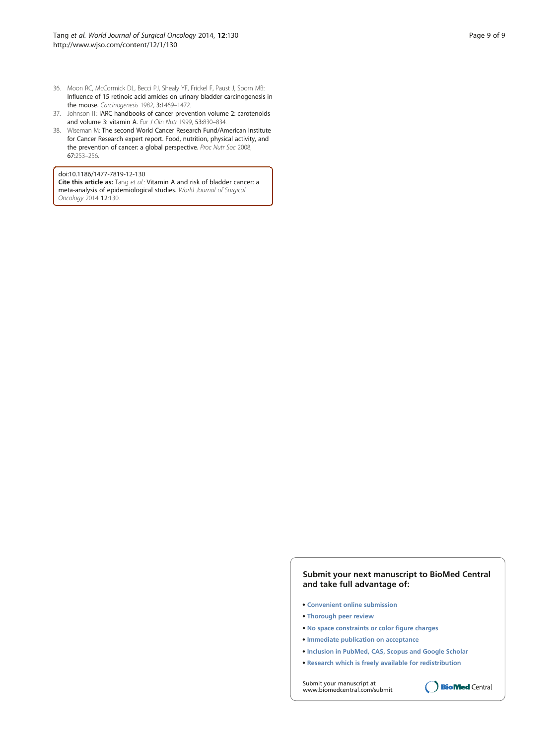36. Moon RC, McCormick DL, Becci PJ, Shealy YF, Frickel F, Paust J, Sporn MB: Influence of 15 retinoic acid amides on urinary bladder carcinogenesis in the mouse. *Carcinogenesis* 1982, **3**:1469–1472.
37. Johnson IT: IARC handbooks of cancer prevention volume 2: carotenoids and volume 3: vitamin A. *Eur J Clin Nutr* 1999, **53**:830–834.
38. Wiseman M: The second World Cancer Research Fund/American Institute for Cancer Research expert report. Food, nutrition, physical activity, and the prevention of cancer: a global perspective. *Proc Nutr Soc* 2008, **67**:253–256.

doi:10.1186/1477-7819-12-130

**Cite this article as:** Tang *et al.*: Vitamin A and risk of bladder cancer: a meta-analysis of epidemiological studies. *World Journal of Surgical Oncology* 2014 **12**:130.

**Submit your next manuscript to BioMed Central and take full advantage of:**

- **Convenient online submission**
- **Thorough peer review**
- **No space constraints or color figure charges**
- **Immediate publication on acceptance**
- **Inclusion in PubMed, CAS, Scopus and Google Scholar**
- **Research which is freely available for redistribution**

Submit your manuscript at www.biomedcentral.com/submit

BioMed Central